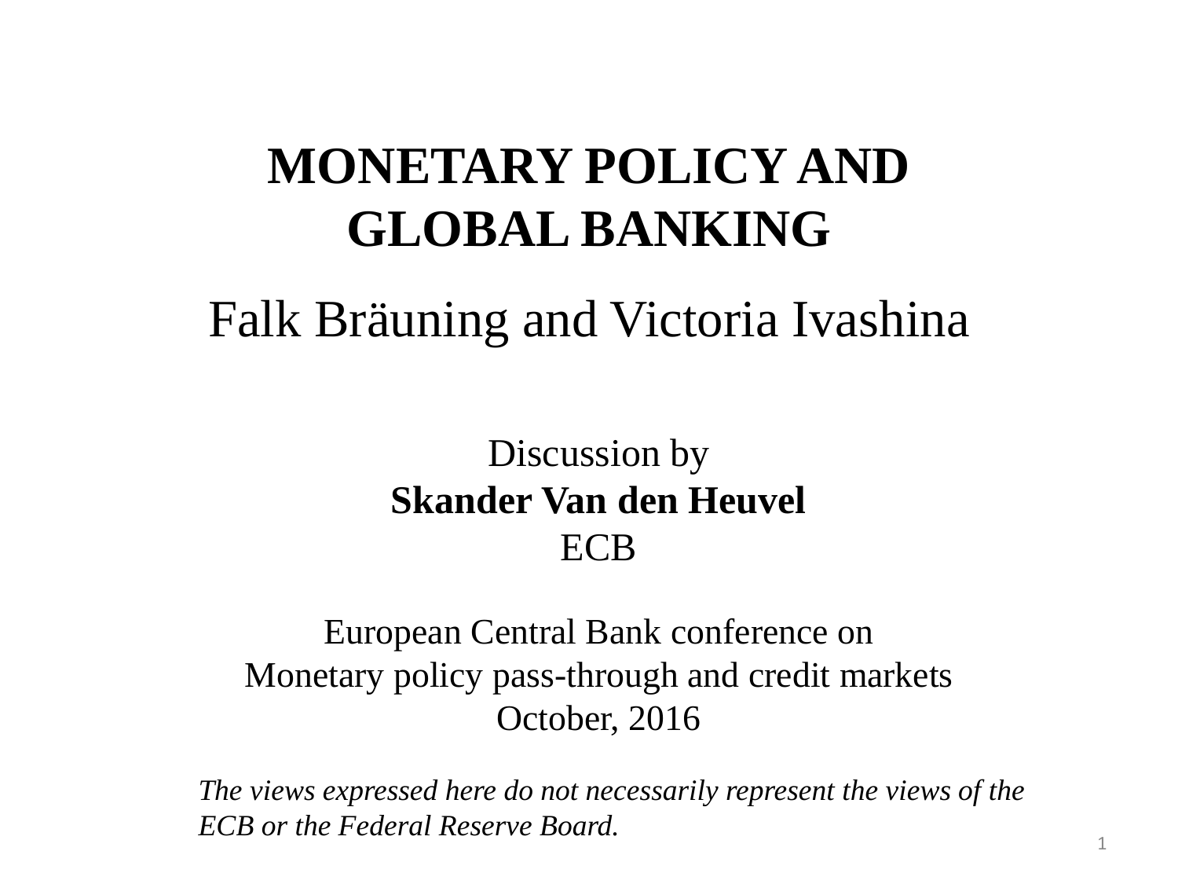# MONETARY POLICY AND GLOBAL BANKING

Falk Bräuning and Victoria Ivashina

Discussion by
**Skander Van den Heuvel**
ECB

European Central Bank conference on
Monetary policy pass-through and credit markets
October, 2016

*The views expressed here do not necessarily represent the views of the ECB or the Federal Reserve Board.*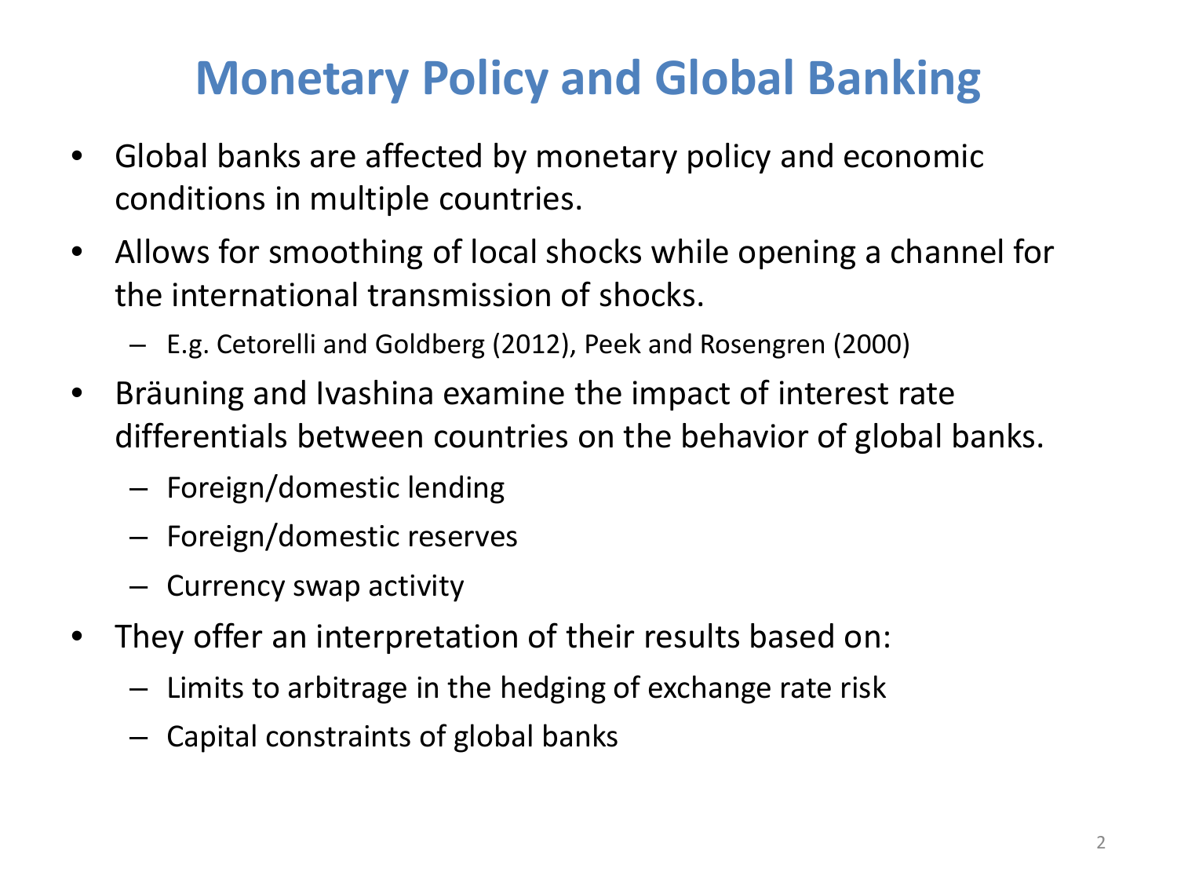# Monetary Policy and Global Banking

- Global banks are affected by monetary policy and economic conditions in multiple countries.
- Allows for smoothing of local shocks while opening a channel for the international transmission of shocks.
  - E.g. Cetorelli and Goldberg (2012), Peek and Rosengren (2000)
- Bräuning and Ivashina examine the impact of interest rate differentials between countries on the behavior of global banks.
  - Foreign/domestic lending
  - Foreign/domestic reserves
  - Currency swap activity
- They offer an interpretation of their results based on:
  - Limits to arbitrage in the hedging of exchange rate risk
  - Capital constraints of global banks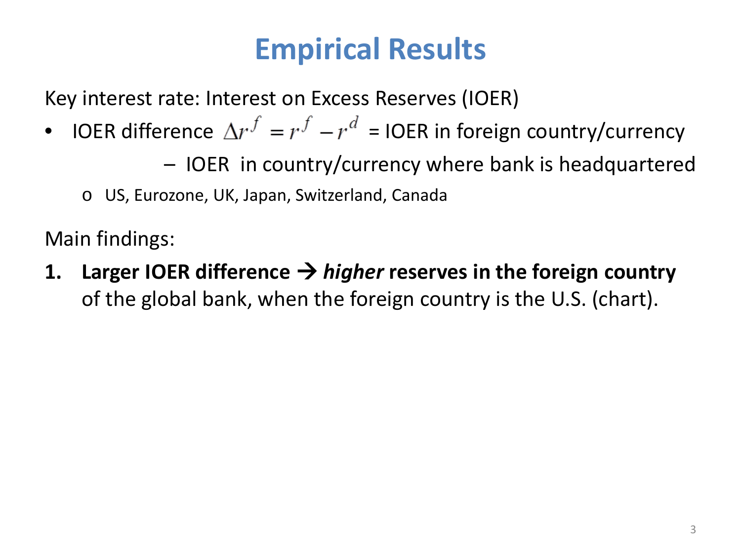# Empirical Results

Key interest rate: Interest on Excess Reserves (IOER)

- IOER difference $\Delta r^f = r^f - r^d$ = IOER in foreign country/currency
  - IOER in country/currency where bank is headquartered
    - US, Eurozone, UK, Japan, Switzerland, Canada

Main findings:

1. **Larger IOER difference → *higher* reserves in the foreign country** of the global bank, when the foreign country is the U.S. (chart).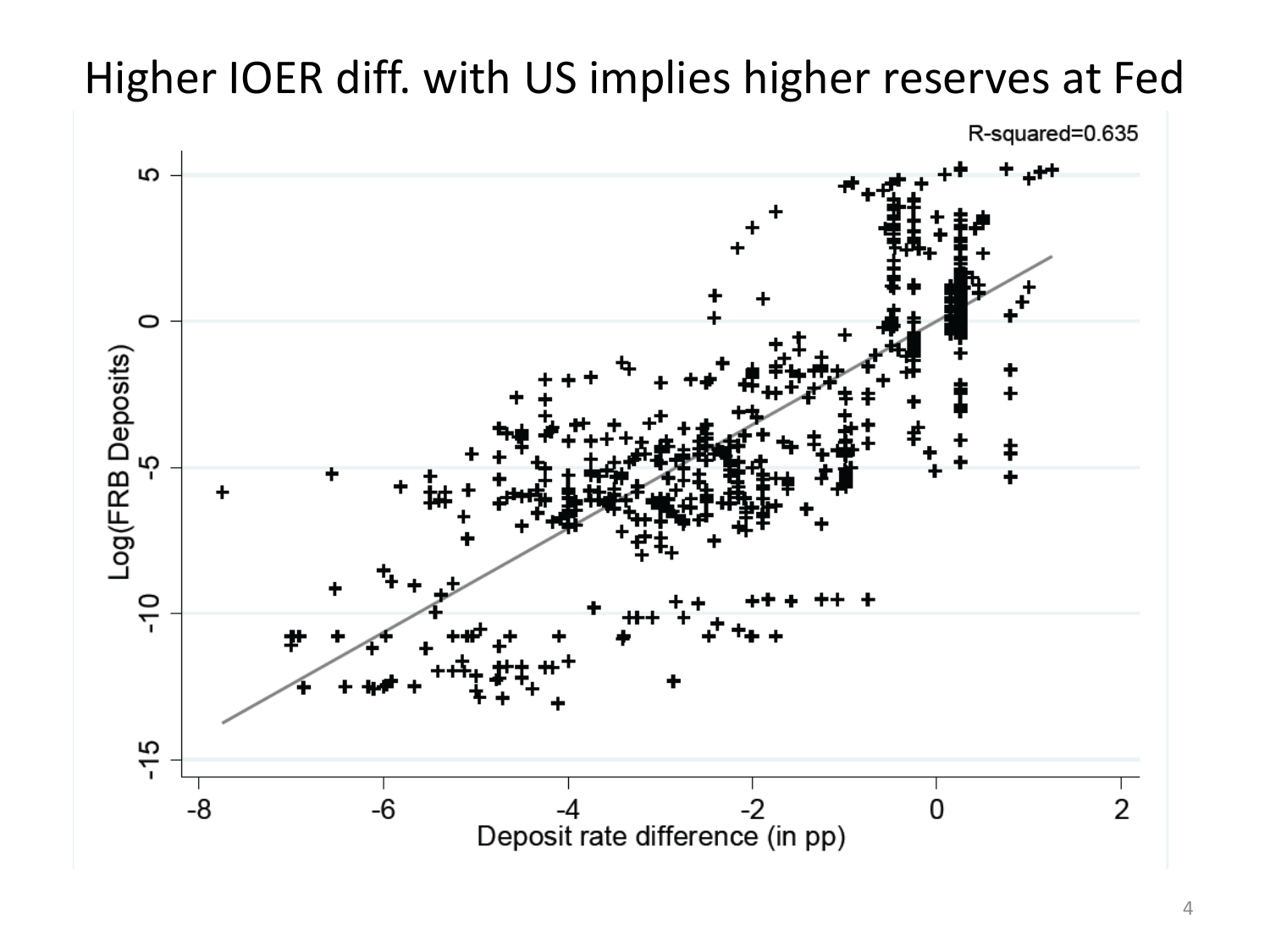# Higher IOER diff. with US implies higher reserves at Fed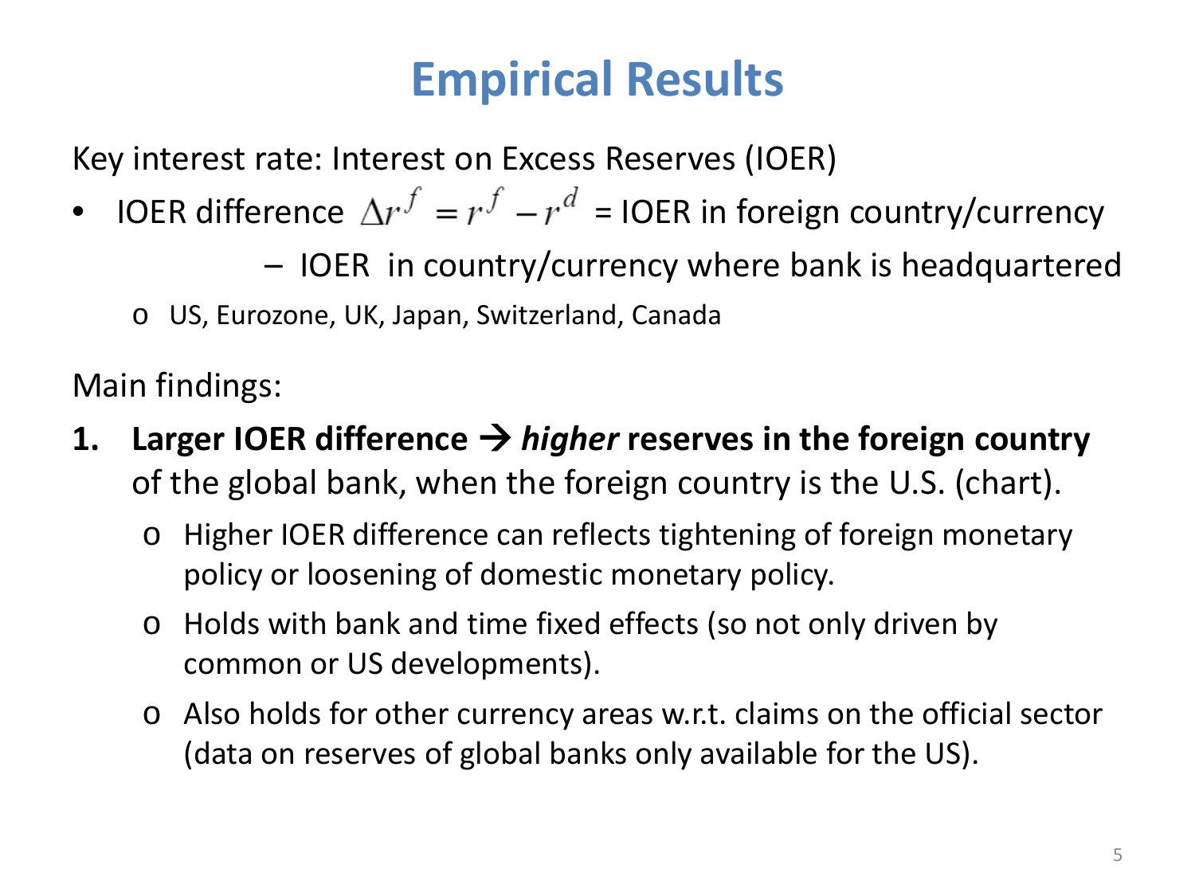# Empirical Results

Key interest rate: Interest on Excess Reserves (IOER)

- IOER difference $\Delta r^f = r^f - r^d$ = IOER in foreign country/currency
  - IOER in country/currency where bank is headquartered
    - o US, Eurozone, UK, Japan, Switzerland, Canada

Main findings:

1. **Larger IOER difference → *higher* reserves in the foreign country** of the global bank, when the foreign country is the U.S. (chart).
   - o Higher IOER difference can reflects tightening of foreign monetary policy or loosening of domestic monetary policy.
   - o Holds with bank and time fixed effects (so not only driven by common or US developments).
   - o Also holds for other currency areas w.r.t. claims on the official sector (data on reserves of global banks only available for the US).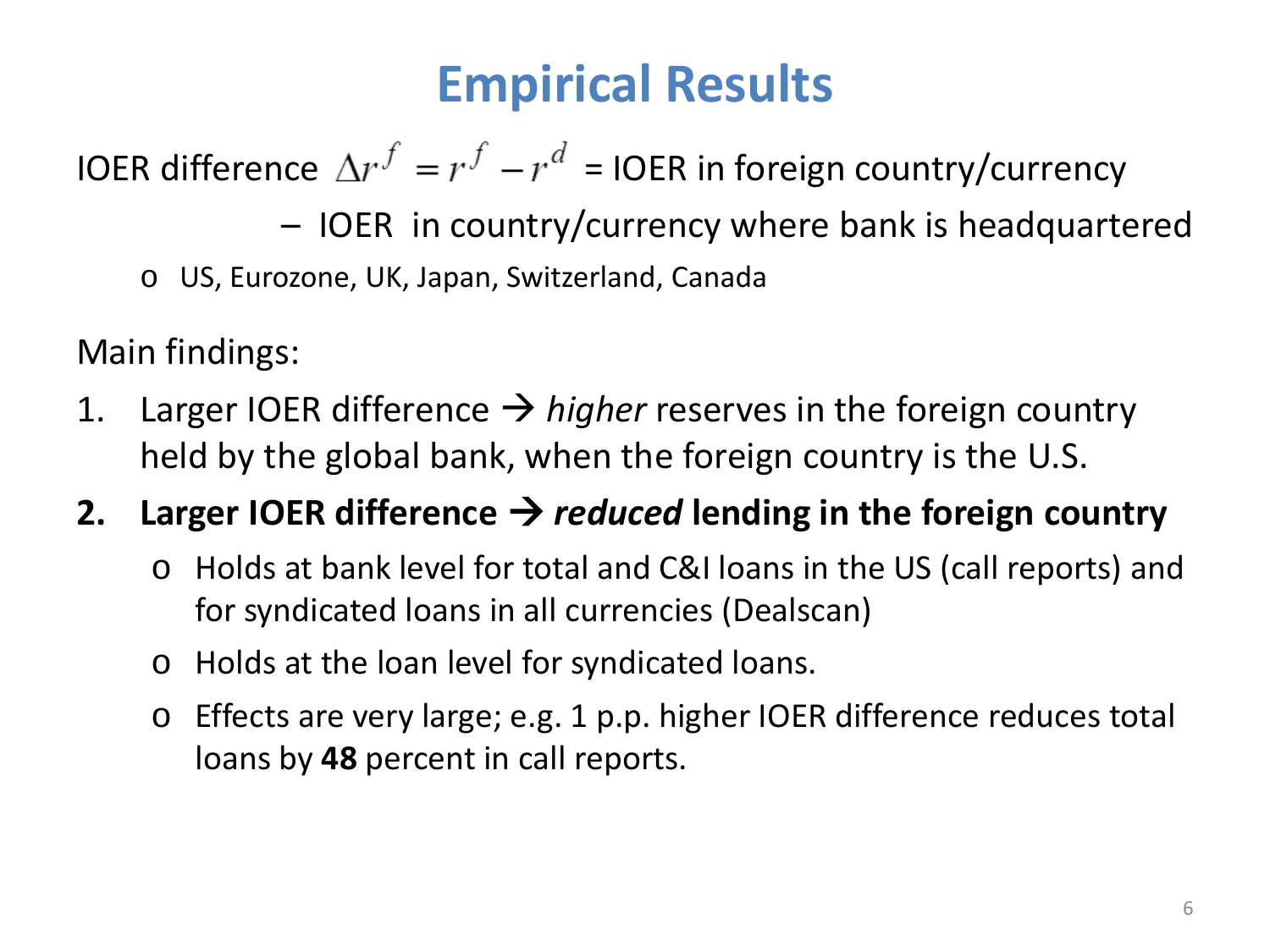# Empirical Results

IOER difference $\Delta r^f = r^f - r^d$ = IOER in foreign country/currency

– IOER in country/currency where bank is headquartered

- US, Eurozone, UK, Japan, Switzerland, Canada

Main findings:

1. Larger IOER difference → *higher* reserves in the foreign country held by the global bank, when the foreign country is the U.S.
2. **Larger IOER difference → *reduced* lending in the foreign country**
   - Holds at bank level for total and C&I loans in the US (call reports) and for syndicated loans in all currencies (Dealscan)
   - Holds at the loan level for syndicated loans.
   - Effects are very large; e.g. 1 p.p. higher IOER difference reduces total loans by **48** percent in call reports.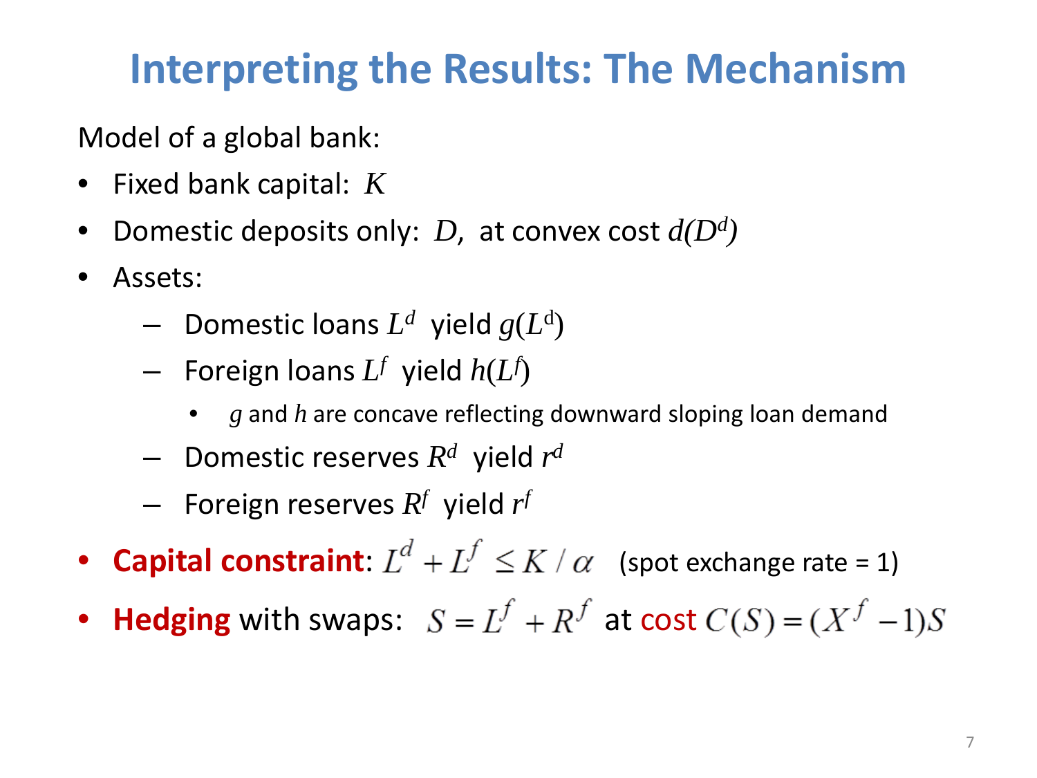# Interpreting the Results: The Mechanism

Model of a global bank:

- Fixed bank capital: $K$
- Domestic deposits only: $D$, at convex cost $d(D^d)$
- Assets:
  - Domestic loans $L^d$ yield $g(L^d)$
  - Foreign loans $L^f$ yield $h(L^f)$
    - $g$ and $h$ are concave reflecting downward sloping loan demand
  - Domestic reserves $R^d$ yield $r^d$
  - Foreign reserves $R^f$ yield $r^f$
- **Capital constraint**: $L^d + L^f \leq K / \alpha$ (spot exchange rate = 1)
- **Hedging** with swaps: $S = L^f + R^f$ at cost $C(S) = (X^f - 1)S$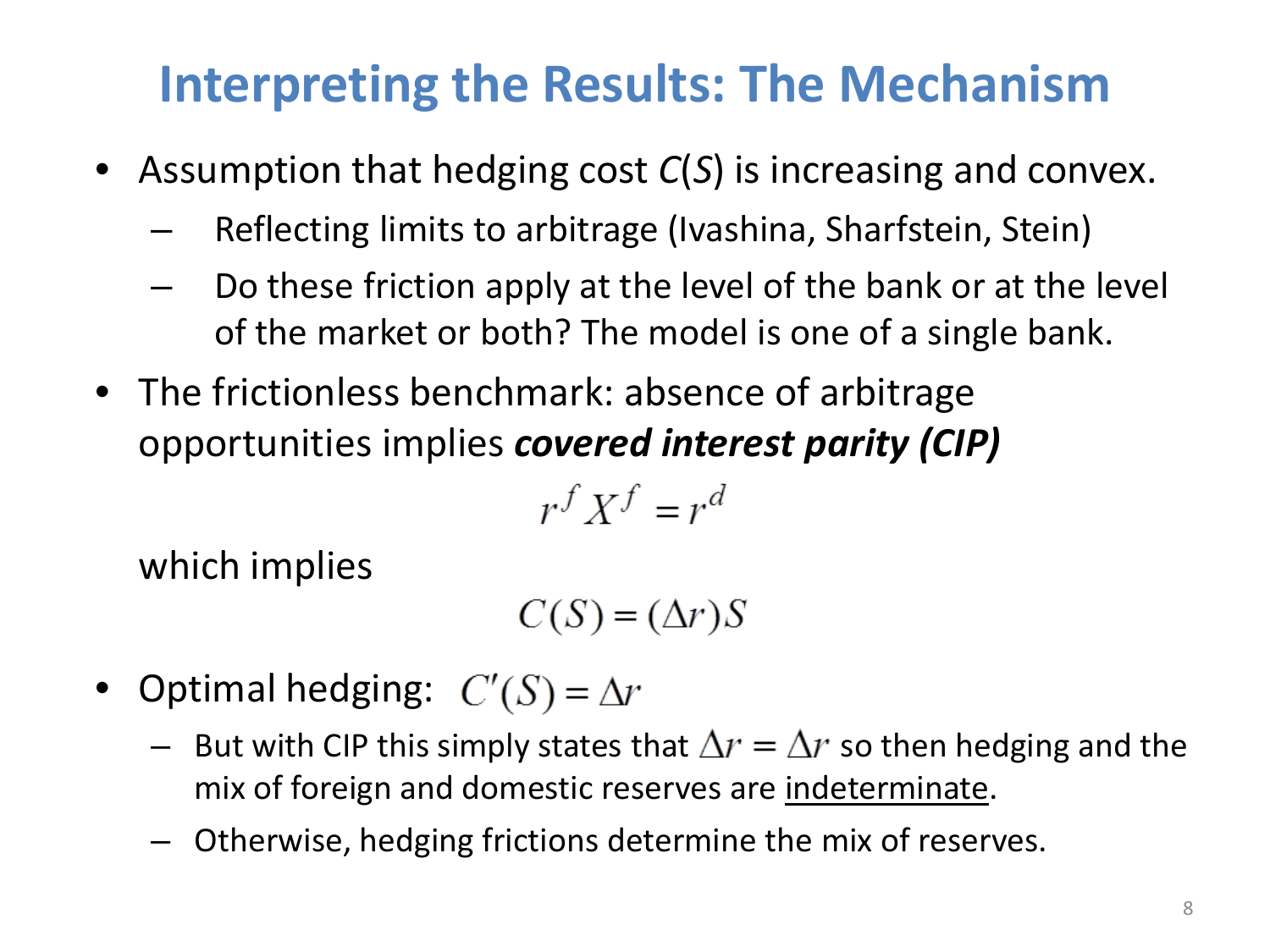# Interpreting the Results: The Mechanism

- Assumption that hedging cost $C(S)$ is increasing and convex.
  - Reflecting limits to arbitrage (Ivashina, Sharfstein, Stein)
  - Do these friction apply at the level of the bank or at the level of the market or both? The model is one of a single bank.
- The frictionless benchmark: absence of arbitrage opportunities implies ***covered interest parity (CIP)***

$$r^f X^f = r^d$$

  which implies

$$C(S) = (\Delta r) S$$

- Optimal hedging: $C'(S) = \Delta r$
  - But with CIP this simply states that $\Delta r = \Delta r$ so then hedging and the mix of foreign and domestic reserves are <u>indeterminate</u>.
  - Otherwise, hedging frictions determine the mix of reserves.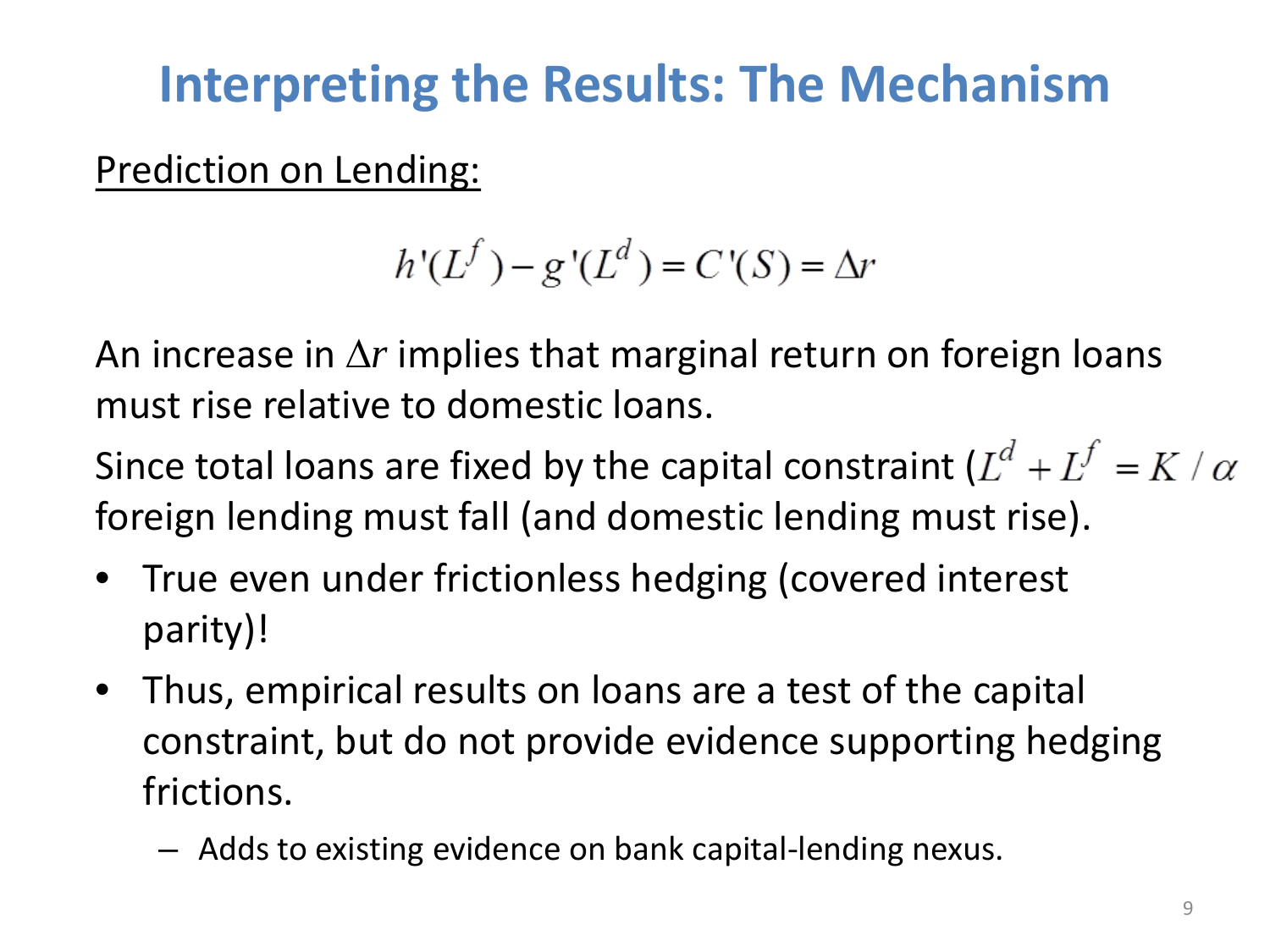# Interpreting the Results: The Mechanism

<u>Prediction on Lending:</u>

$$h'(L^f) - g'(L^d) = C'(S) = \Delta r$$

An increase in $\Delta r$ implies that marginal return on foreign loans must rise relative to domestic loans.

Since total loans are fixed by the capital constraint ($L^d + L^f = K / \alpha$ foreign lending must fall (and domestic lending must rise).

- True even under frictionless hedging (covered interest parity)!
- Thus, empirical results on loans are a test of the capital constraint, but do not provide evidence supporting hedging frictions.
  - Adds to existing evidence on bank capital-lending nexus.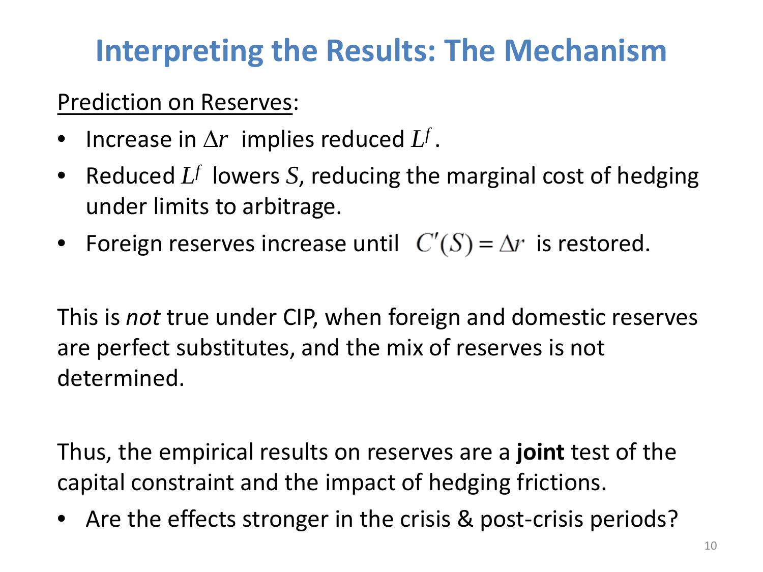# Interpreting the Results: The Mechanism

Prediction on Reserves:

- Increase in $\Delta r$ implies reduced $L^f$.
- Reduced $L^f$ lowers $S$, reducing the marginal cost of hedging under limits to arbitrage.
- Foreign reserves increase until $C'(S) = \Delta r$ is restored.

This is *not* true under CIP, when foreign and domestic reserves are perfect substitutes, and the mix of reserves is not determined.

Thus, the empirical results on reserves are a **joint** test of the capital constraint and the impact of hedging frictions.

- Are the effects stronger in the crisis & post-crisis periods?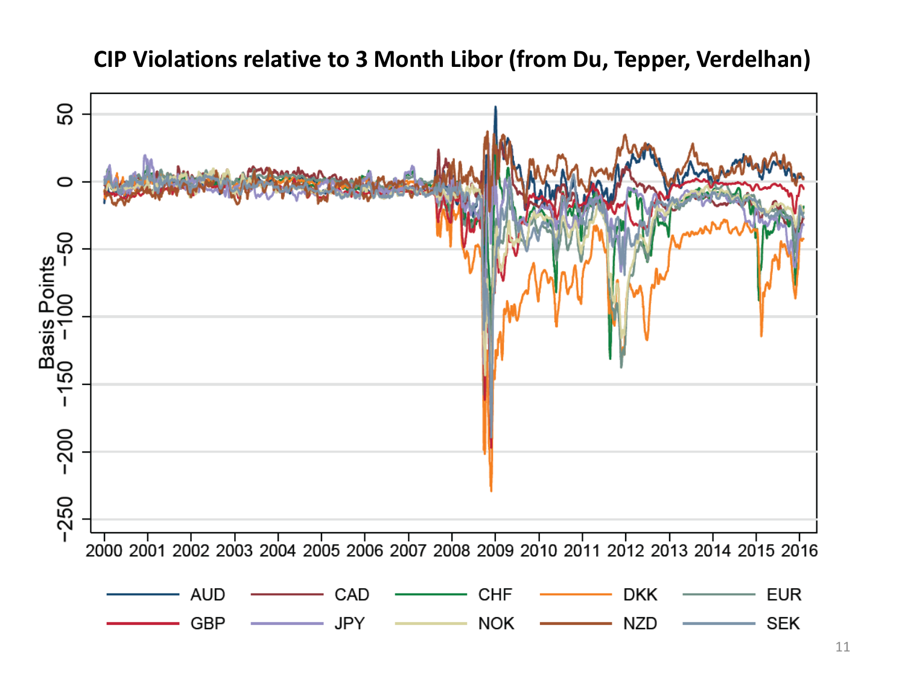# CIP Violations relative to 3 Month Libor (from Du, Tepper, Verdelhan)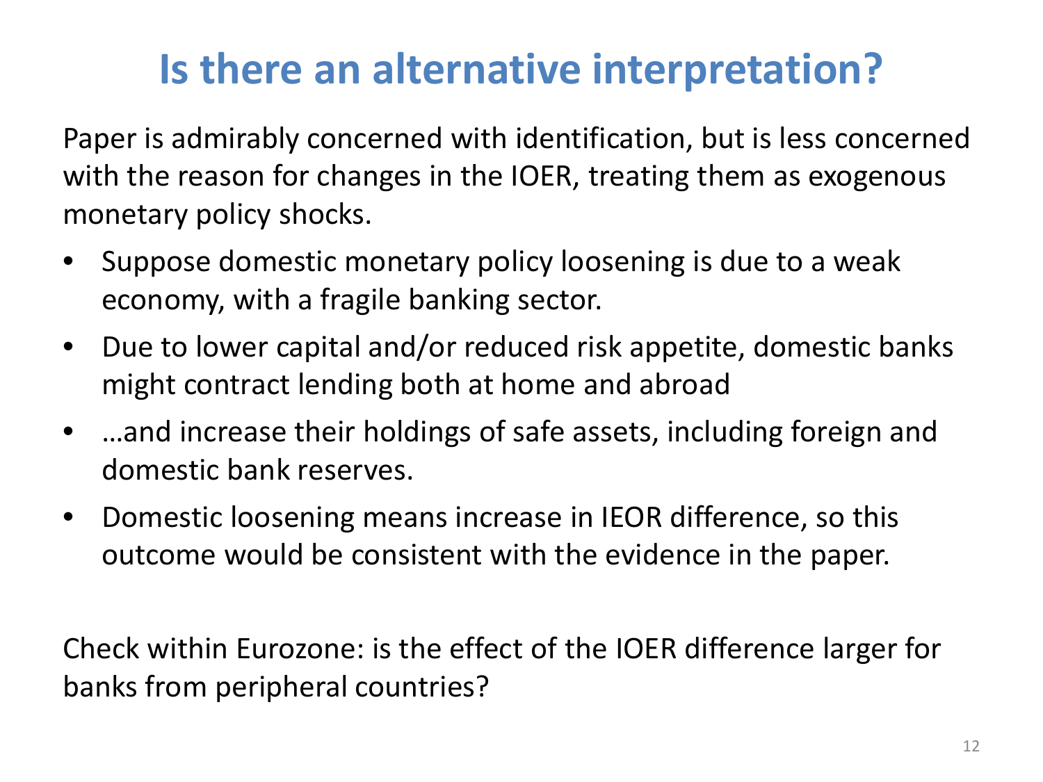# Is there an alternative interpretation?

Paper is admirably concerned with identification, but is less concerned with the reason for changes in the IOER, treating them as exogenous monetary policy shocks.

- Suppose domestic monetary policy loosening is due to a weak economy, with a fragile banking sector.
- Due to lower capital and/or reduced risk appetite, domestic banks might contract lending both at home and abroad
- …and increase their holdings of safe assets, including foreign and domestic bank reserves.
- Domestic loosening means increase in IEOR difference, so this outcome would be consistent with the evidence in the paper.

Check within Eurozone: is the effect of the IOER difference larger for banks from peripheral countries?